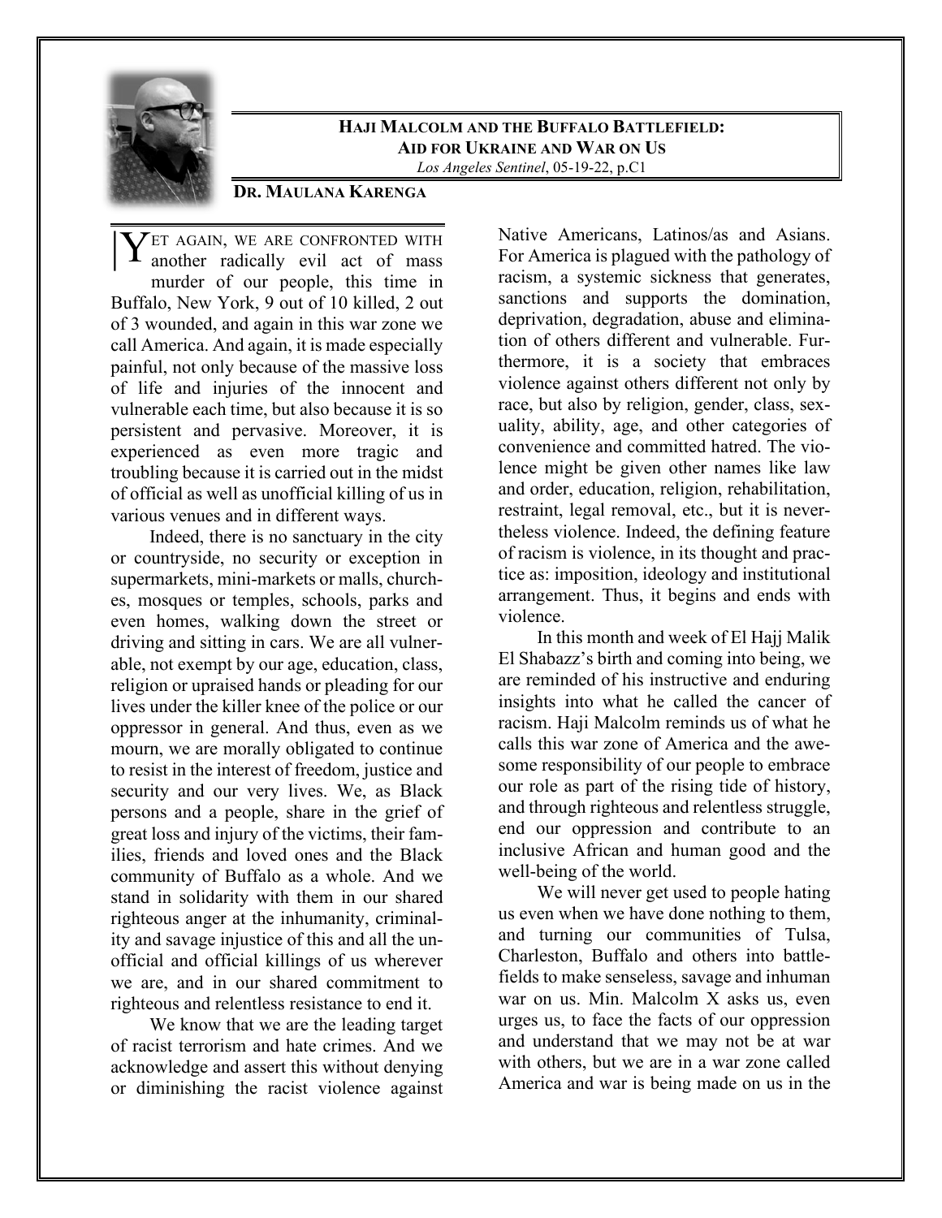## HAJI MALCOLM AND THE BUFFALO BATTLEFIELD: AID FOR UKRAINE AND WAR ON US

*Los Angeles Sentinel*, 05-19-22, p.C1

**DR. MAULANA KARENGA**

YET AGAIN, WE ARE CONFRONTED WITH another radically evil act of mass murder of our people, this time in Buffalo, New York, 9 out of 10 killed, 2 out of 3 wounded, and again in this war zone we call America. And again, it is made especially painful, not only because of the massive loss of life and injuries of the innocent and vulnerable each time, but also because it is so persistent and pervasive. Moreover, it is experienced as even more tragic and troubling because it is carried out in the midst of official as well as unofficial killing of us in various venues and in different ways.

Indeed, there is no sanctuary in the city or countryside, no security or exception in supermarkets, mini-markets or malls, churches, mosques or temples, schools, parks and even homes, walking down the street or driving and sitting in cars. We are all vulnerable, not exempt by our age, education, class, religion or upraised hands or pleading for our lives under the killer knee of the police or our oppressor in general. And thus, even as we mourn, we are morally obligated to continue to resist in the interest of freedom, justice and security and our very lives. We, as Black persons and a people, share in the grief of great loss and injury of the victims, their families, friends and loved ones and the Black community of Buffalo as a whole. And we stand in solidarity with them in our shared righteous anger at the inhumanity, criminality and savage injustice of this and all the unofficial and official killings of us wherever we are, and in our shared commitment to righteous and relentless resistance to end it.

We know that we are the leading target of racist terrorism and hate crimes. And we acknowledge and assert this without denying or diminishing the racist violence against Native Americans, Latinos/as and Asians. For America is plagued with the pathology of racism, a systemic sickness that generates, sanctions and supports the domination, deprivation, degradation, abuse and elimination of others different and vulnerable. Furthermore, it is a society that embraces violence against others different not only by race, but also by religion, gender, class, sexuality, ability, age, and other categories of convenience and committed hatred. The violence might be given other names like law and order, education, religion, rehabilitation, restraint, legal removal, etc., but it is nevertheless violence. Indeed, the defining feature of racism is violence, in its thought and practice as: imposition, ideology and institutional arrangement. Thus, it begins and ends with violence.

In this month and week of El Hajj Malik El Shabazz's birth and coming into being, we are reminded of his instructive and enduring insights into what he called the cancer of racism. Haji Malcolm reminds us of what he calls this war zone of America and the awesome responsibility of our people to embrace our role as part of the rising tide of history, and through righteous and relentless struggle, end our oppression and contribute to an inclusive African and human good and the well-being of the world.

We will never get used to people hating us even when we have done nothing to them, and turning our communities of Tulsa, Charleston, Buffalo and others into battlefields to make senseless, savage and inhuman war on us. Min. Malcolm X asks us, even urges us, to face the facts of our oppression and understand that we may not be at war with others, but we are in a war zone called America and war is being made on us in the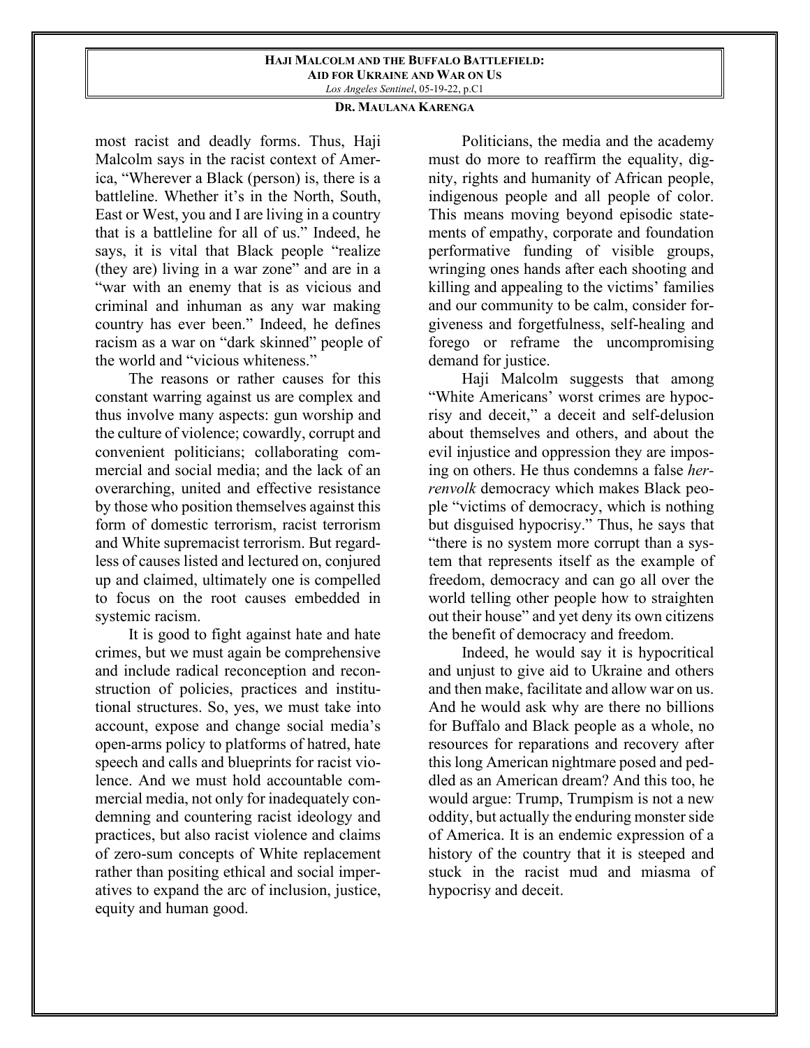most racist and deadly forms. Thus, Haji Malcolm says in the racist context of America, "Wherever a Black (person) is, there is a battleline. Whether it's in the North, South, East or West, you and I are living in a country that is a battleline for all of us." Indeed, he says, it is vital that Black people "realize (they are) living in a war zone" and are in a "war with an enemy that is as vicious and criminal and inhuman as any war making country has ever been." Indeed, he defines racism as a war on "dark skinned" people of the world and "vicious whiteness."

The reasons or rather causes for this constant warring against us are complex and thus involve many aspects: gun worship and the culture of violence; cowardly, corrupt and convenient politicians; collaborating commercial and social media; and the lack of an overarching, united and effective resistance by those who position themselves against this form of domestic terrorism, racist terrorism and White supremacist terrorism. But regardless of causes listed and lectured on, conjured up and claimed, ultimately one is compelled to focus on the root causes embedded in systemic racism.

It is good to fight against hate and hate crimes, but we must again be comprehensive and include radical reconception and reconstruction of policies, practices and institutional structures. So, yes, we must take into account, expose and change social media's open-arms policy to platforms of hatred, hate speech and calls and blueprints for racist violence. And we must hold accountable commercial media, not only for inadequately condemning and countering racist ideology and practices, but also racist violence and claims of zero-sum concepts of White replacement rather than positing ethical and social imperatives to expand the arc of inclusion, justice, equity and human good.

Politicians, the media and the academy must do more to reaffirm the equality, dignity, rights and humanity of African people, indigenous people and all people of color. This means moving beyond episodic statements of empathy, corporate and foundation performative funding of visible groups, wringing ones hands after each shooting and killing and appealing to the victims' families and our community to be calm, consider forgiveness and forgetfulness, self-healing and forego or reframe the uncompromising demand for justice.

Haji Malcolm suggests that among "White Americans' worst crimes are hypocrisy and deceit," a deceit and self-delusion about themselves and others, and about the evil injustice and oppression they are imposing on others. He thus condemns a false *herrenvolk* democracy which makes Black people "victims of democracy, which is nothing but disguised hypocrisy." Thus, he says that "there is no system more corrupt than a system that represents itself as the example of freedom, democracy and can go all over the world telling other people how to straighten out their house" and yet deny its own citizens the benefit of democracy and freedom.

Indeed, he would say it is hypocritical and unjust to give aid to Ukraine and others and then make, facilitate and allow war on us. And he would ask why are there no billions for Buffalo and Black people as a whole, no resources for reparations and recovery after this long American nightmare posed and peddled as an American dream? And this too, he would argue: Trump, Trumpism is not a new oddity, but actually the enduring monster side of America. It is an endemic expression of a history of the country that it is steeped and stuck in the racist mud and miasma of hypocrisy and deceit.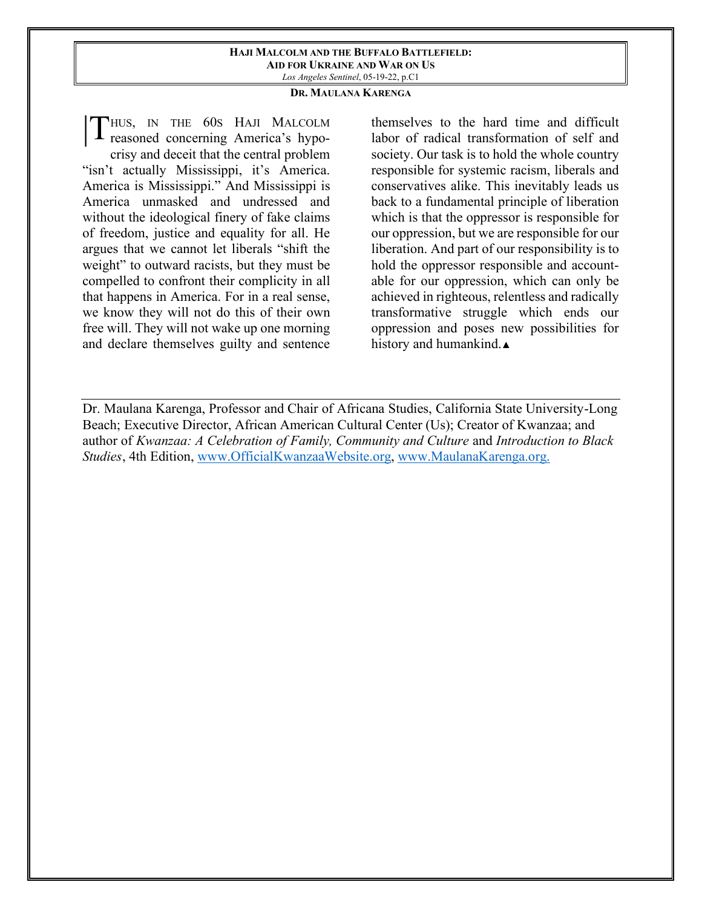Thus, in the 60s Haji Malcolm reasoned concerning America's hypocrisy and deceit that the central problem "isn't actually Mississippi, it's America. America is Mississippi." And Mississippi is America unmasked and undressed and without the ideological finery of fake claims of freedom, justice and equality for all. He argues that we cannot let liberals "shift the weight" to outward racists, but they must be compelled to confront their complicity in all that happens in America. For in a real sense, we know they will not do this of their own free will. They will not wake up one morning and declare themselves guilty and sentence themselves to the hard time and difficult labor of radical transformation of self and society. Our task is to hold the whole country responsible for systemic racism, liberals and conservatives alike. This inevitably leads us back to a fundamental principle of liberation which is that the oppressor is responsible for our oppression, but we are responsible for our liberation. And part of our responsibility is to hold the oppressor responsible and accountable for our oppression, which can only be achieved in righteous, relentless and radically transformative struggle which ends our oppression and poses new possibilities for history and humankind.▲

---

Dr. Maulana Karenga, Professor and Chair of Africana Studies, California State University-Long Beach; Executive Director, African American Cultural Center (Us); Creator of Kwanzaa; and author of *Kwanzaa: A Celebration of Family, Community and Culture* and *Introduction to Black Studies*, 4th Edition, www.OfficialKwanzaaWebsite.org, www.MaulanaKarenga.org.